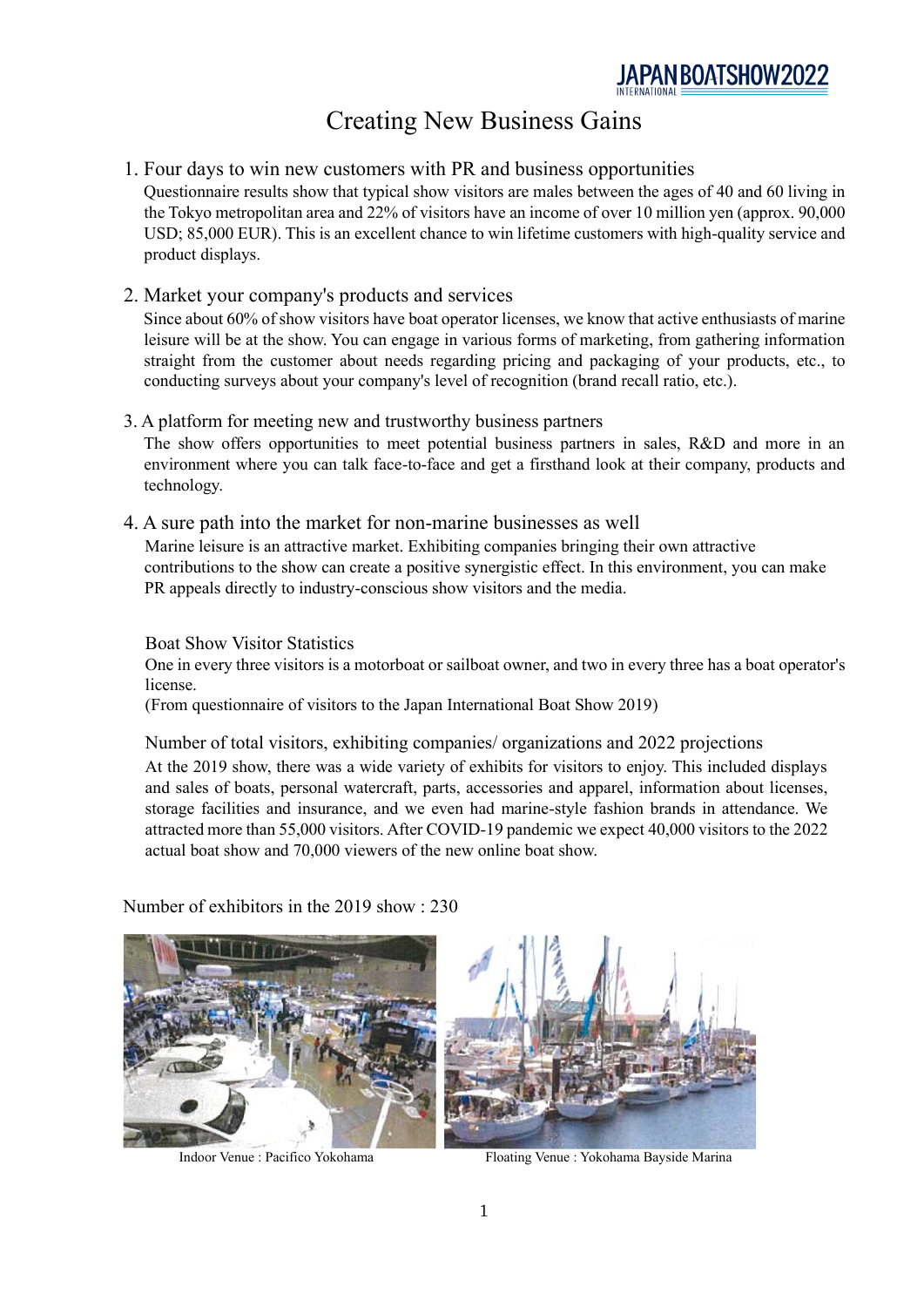JAPAN BOATSHOW 2022 INTERNATIONAL

# Creating New Business Gains

1. Four days to win new customers with PR and business opportunities

   Questionnaire results show that typical show visitors are males between the ages of 40 and 60 living in the Tokyo metropolitan area and 22% of visitors have an income of over 10 million yen (approx. 90,000 USD; 85,000 EUR). This is an excellent chance to win lifetime customers with high-quality service and product displays.

2. Market your company's products and services

   Since about 60% of show visitors have boat operator licenses, we know that active enthusiasts of marine leisure will be at the show. You can engage in various forms of marketing, from gathering information straight from the customer about needs regarding pricing and packaging of your products, etc., to conducting surveys about your company's level of recognition (brand recall ratio, etc.).

3. A platform for meeting new and trustworthy business partners

   The show offers opportunities to meet potential business partners in sales, R&D and more in an environment where you can talk face-to-face and get a firsthand look at their company, products and technology.

4. A sure path into the market for non-marine businesses as well

   Marine leisure is an attractive market. Exhibiting companies bringing their own attractive contributions to the show can create a positive synergistic effect. In this environment, you can make PR appeals directly to industry-conscious show visitors and the media.

## Boat Show Visitor Statistics

One in every three visitors is a motorboat or sailboat owner, and two in every three has a boat operator's license.
(From questionnaire of visitors to the Japan International Boat Show 2019)

## Number of total visitors, exhibiting companies/ organizations and 2022 projections

At the 2019 show, there was a wide variety of exhibits for visitors to enjoy. This included displays and sales of boats, personal watercraft, parts, accessories and apparel, information about licenses, storage facilities and insurance, and we even had marine-style fashion brands in attendance. We attracted more than 55,000 visitors. After COVID-19 pandemic we expect 40,000 visitors to the 2022 actual boat show and 70,000 viewers of the new online boat show.

Number of exhibitors in the 2019 show : 230

Indoor Venue : Pacifico Yokohama

Floating Venue : Yokohama Bayside Marina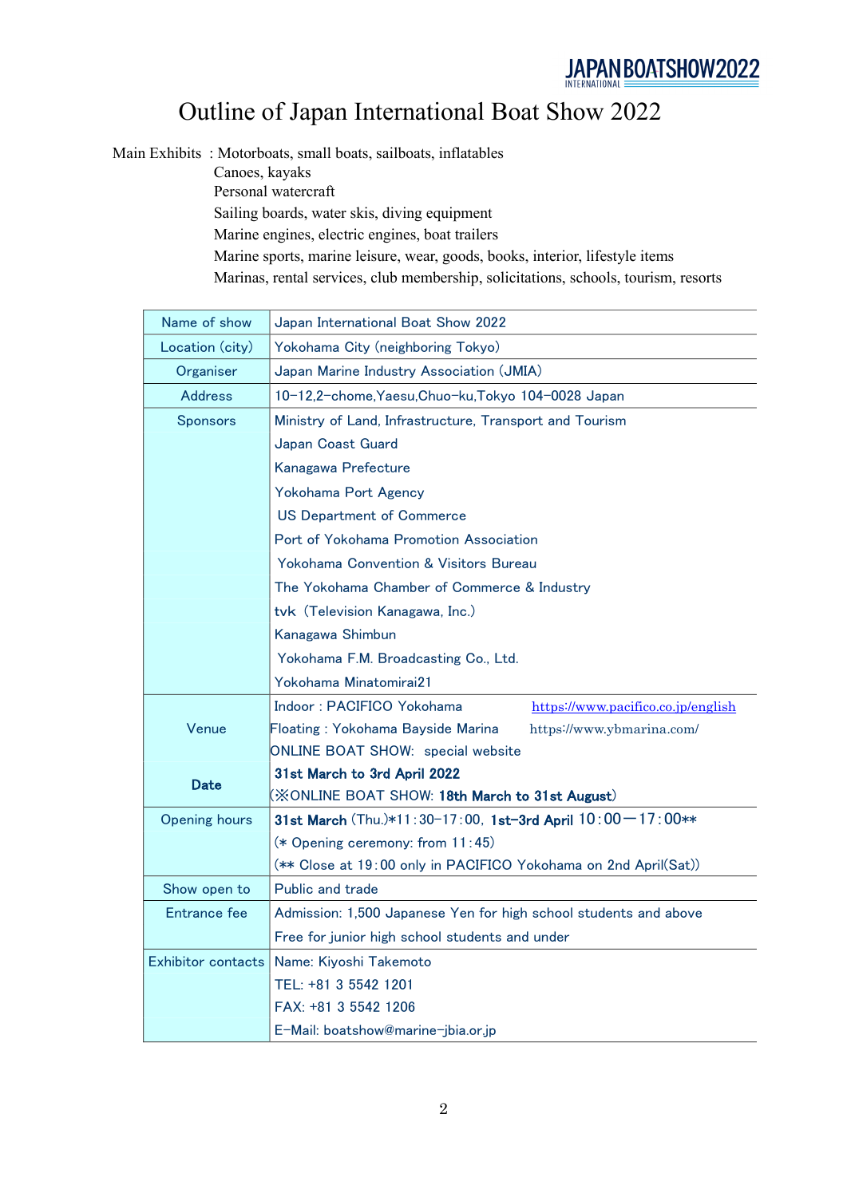# Outline of Japan International Boat Show 2022

Main Exhibits : Motorboats, small boats, sailboats, inflatables
Canoes, kayaks
Personal watercraft
Sailing boards, water skis, diving equipment
Marine engines, electric engines, boat trailers
Marine sports, marine leisure, wear, goods, books, interior, lifestyle items
Marinas, rental services, club membership, solicitations, schools, tourism, resorts

| | |
|---|---|
| Name of show | Japan International Boat Show 2022 |
| Location (city) | Yokohama City (neighboring Tokyo) |
| Organiser | Japan Marine Industry Association (JMIA) |
| Address | 10-12,2-chome,Yaesu,Chuo-ku,Tokyo 104-0028 Japan |
| Sponsors | Ministry of Land, Infrastructure, Transport and Tourism<br>Japan Coast Guard<br>Kanagawa Prefecture<br>Yokohama Port Agency<br>US Department of Commerce<br>Port of Yokohama Promotion Association<br>Yokohama Convention & Visitors Bureau<br>The Yokohama Chamber of Commerce & Industry<br>tvk（Television Kanagawa, Inc.)<br>Kanagawa Shimbun<br>Yokohama F.M. Broadcasting Co., Ltd.<br>Yokohama Minatomirai21 |
| Venue | Indoor : PACIFICO Yokohama https://www.pacifico.co.jp/english<br>Floating : Yokohama Bayside Marina https://www.ybmarina.com/<br>ONLINE BOAT SHOW: special website |
| **Date** | **31st March to 3rd April 2022**<br>(※ONLINE BOAT SHOW: **18th March to 31st August**) |
| Opening hours | **31st March** (Thu.)*11:30-17:00, **1st-3rd April** 10:00―17:00**<br>(* Opening ceremony: from 11:45)<br>(** Close at 19:00 only in PACIFICO Yokohama on 2nd April(Sat)) |
| Show open to | Public and trade |
| Entrance fee | Admission: 1,500 Japanese Yen for high school students and above<br>Free for junior high school students and under |
| Exhibitor contacts | Name: Kiyoshi Takemoto<br>TEL: +81 3 5542 1201<br>FAX: +81 3 5542 1206<br>E-Mail: boatshow@marine-jbia.or.jp |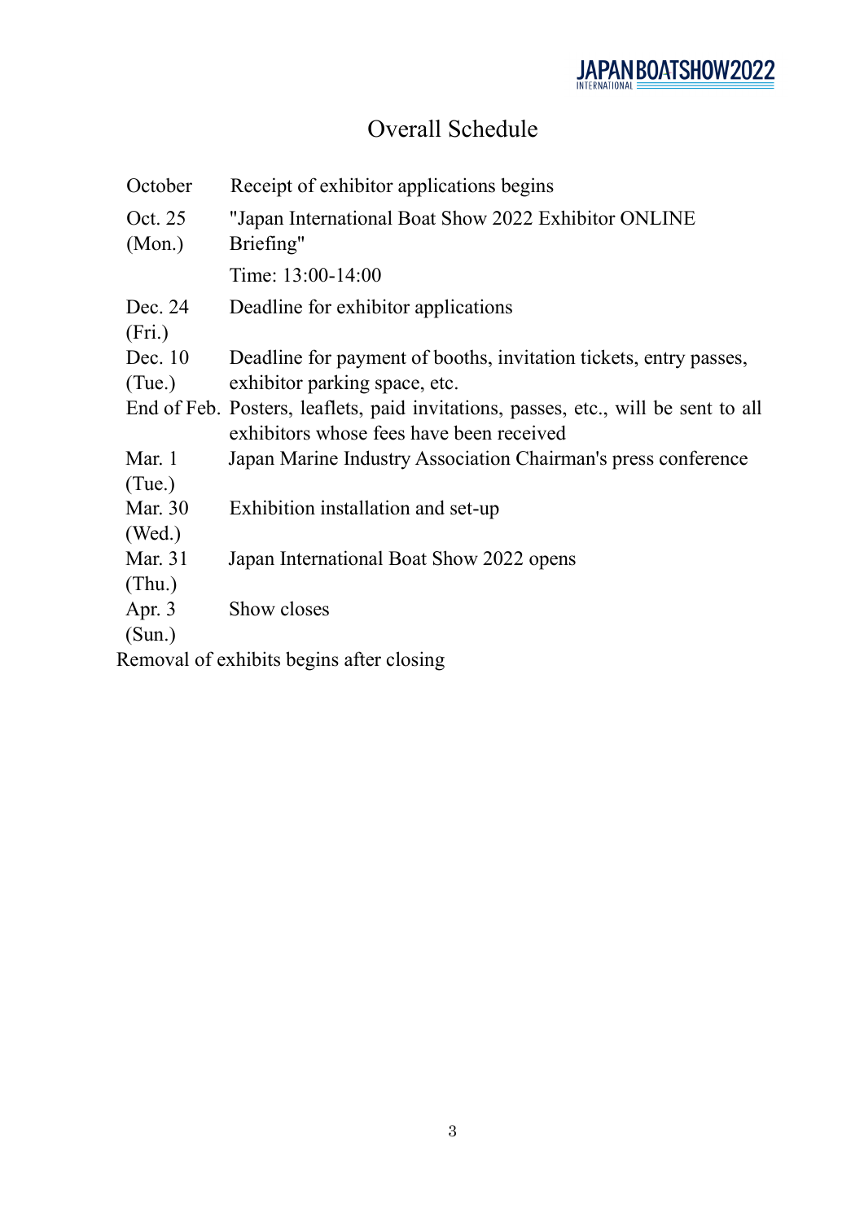# Overall Schedule

| | |
|---|---|
| October | Receipt of exhibitor applications begins |
| Oct. 25 (Mon.) | "Japan International Boat Show 2022 Exhibitor ONLINE Briefing" |
| | Time: 13:00-14:00 |
| Dec. 24 (Fri.) | Deadline for exhibitor applications |
| Dec. 10 (Tue.) | Deadline for payment of booths, invitation tickets, entry passes, exhibitor parking space, etc. |
| End of Feb. | Posters, leaflets, paid invitations, passes, etc., will be sent to all exhibitors whose fees have been received |
| Mar. 1 (Tue.) | Japan Marine Industry Association Chairman's press conference |
| Mar. 30 (Wed.) | Exhibition installation and set-up |
| Mar. 31 (Thu.) | Japan International Boat Show 2022 opens |
| Apr. 3 (Sun.) | Show closes |

Removal of exhibits begins after closing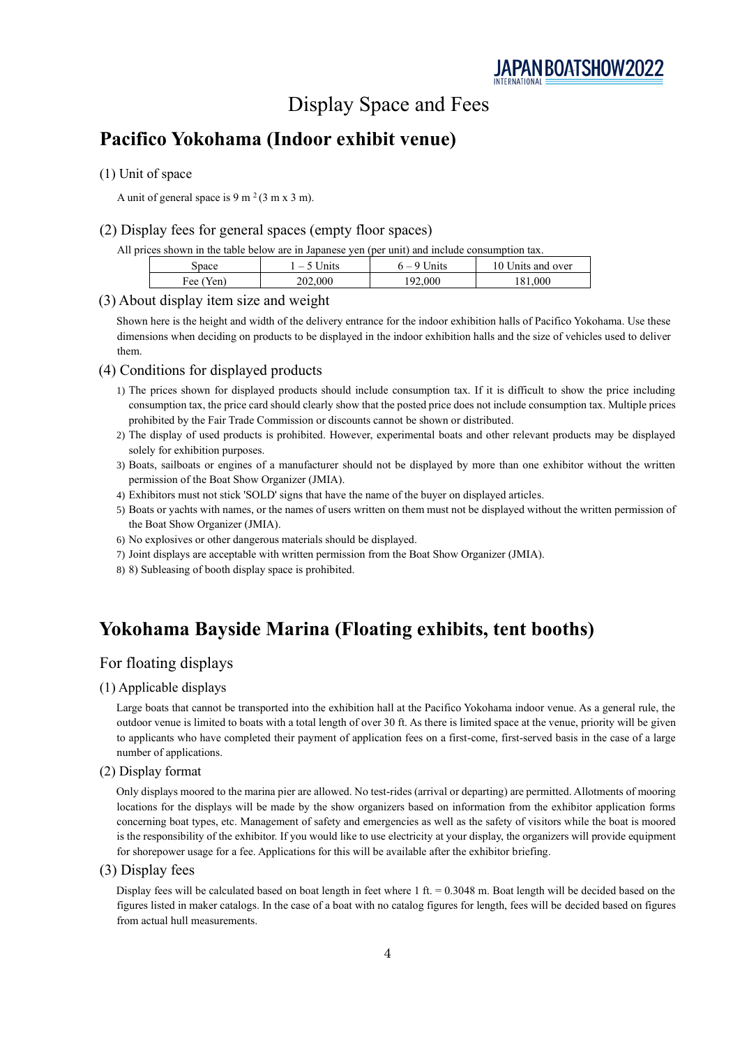# Display Space and Fees

## Pacifico Yokohama (Indoor exhibit venue)

### (1) Unit of space

A unit of general space is 9 m$^2$ (3 m x 3 m).

### (2) Display fees for general spaces (empty floor spaces)

All prices shown in the table below are in Japanese yen (per unit) and include consumption tax.

| Space | 1 – 5 Units | 6 – 9 Units | 10 Units and over |
|---|---|---|---|
| Fee (Yen) | 202,000 | 192,000 | 181,000 |

### (3) About display item size and weight

Shown here is the height and width of the delivery entrance for the indoor exhibition halls of Pacifico Yokohama. Use these dimensions when deciding on products to be displayed in the indoor exhibition halls and the size of vehicles used to deliver them.

### (4) Conditions for displayed products

1) The prices shown for displayed products should include consumption tax. If it is difficult to show the price including consumption tax, the price card should clearly show that the posted price does not include consumption tax. Multiple prices prohibited by the Fair Trade Commission or discounts cannot be shown or distributed.
2) The display of used products is prohibited. However, experimental boats and other relevant products may be displayed solely for exhibition purposes.
3) Boats, sailboats or engines of a manufacturer should not be displayed by more than one exhibitor without the written permission of the Boat Show Organizer (JMIA).
4) Exhibitors must not stick 'SOLD' signs that have the name of the buyer on displayed articles.
5) Boats or yachts with names, or the names of users written on them must not be displayed without the written permission of the Boat Show Organizer (JMIA).
6) No explosives or other dangerous materials should be displayed.
7) Joint displays are acceptable with written permission from the Boat Show Organizer (JMIA).
8) 8) Subleasing of booth display space is prohibited.

## Yokohama Bayside Marina (Floating exhibits, tent booths)

### For floating displays

### (1) Applicable displays

Large boats that cannot be transported into the exhibition hall at the Pacifico Yokohama indoor venue. As a general rule, the outdoor venue is limited to boats with a total length of over 30 ft. As there is limited space at the venue, priority will be given to applicants who have completed their payment of application fees on a first-come, first-served basis in the case of a large number of applications.

### (2) Display format

Only displays moored to the marina pier are allowed. No test-rides (arrival or departing) are permitted. Allotments of mooring locations for the displays will be made by the show organizers based on information from the exhibitor application forms concerning boat types, etc. Management of safety and emergencies as well as the safety of visitors while the boat is moored is the responsibility of the exhibitor. If you would like to use electricity at your display, the organizers will provide equipment for shorepower usage for a fee. Applications for this will be available after the exhibitor briefing.

### (3) Display fees

Display fees will be calculated based on boat length in feet where 1 ft. = 0.3048 m. Boat length will be decided based on the figures listed in maker catalogs. In the case of a boat with no catalog figures for length, fees will be decided based on figures from actual hull measurements.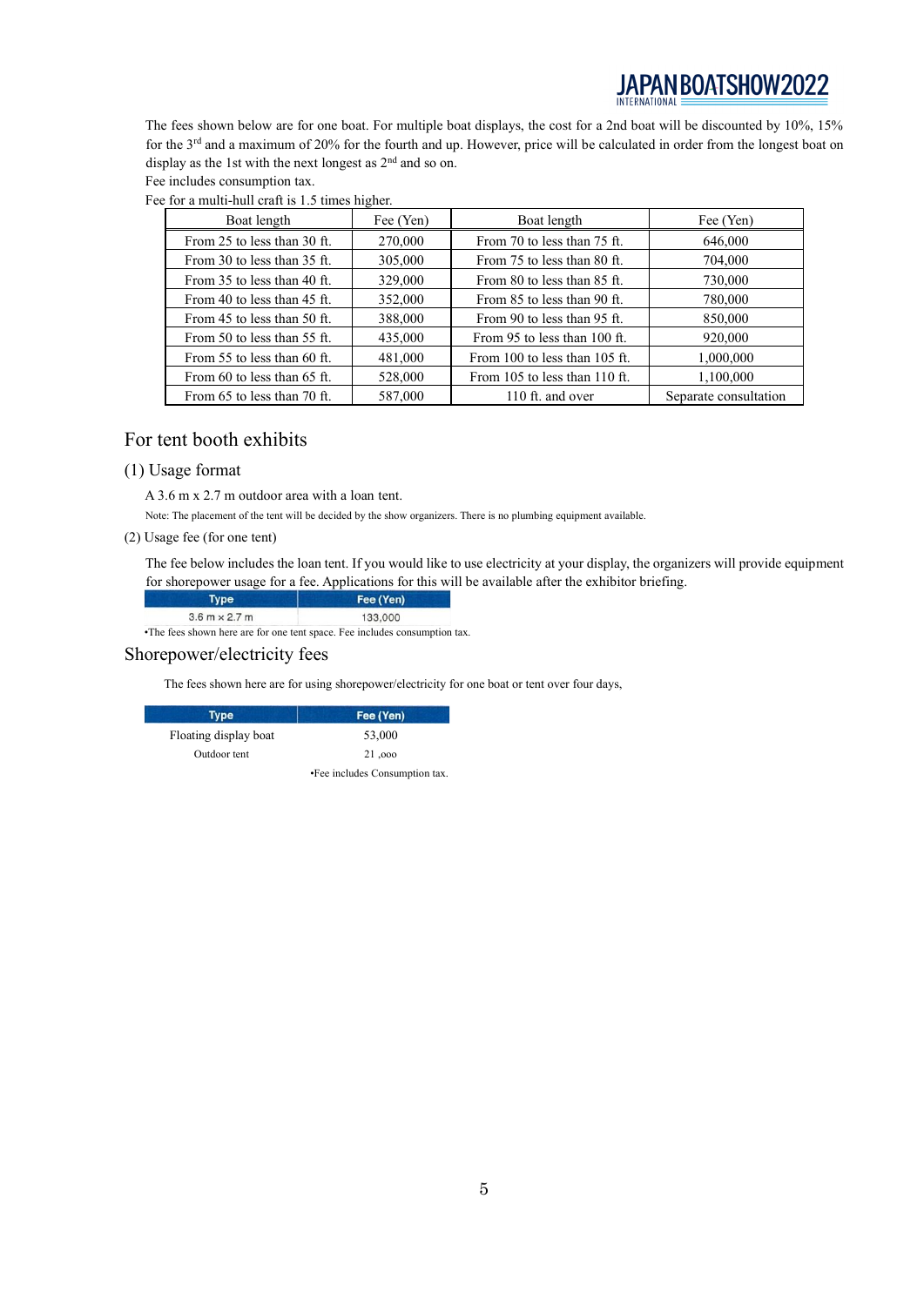The fees shown below are for one boat. For multiple boat displays, the cost for a 2nd boat will be discounted by 10%, 15% for the 3rd and a maximum of 20% for the fourth and up. However, price will be calculated in order from the longest boat on display as the 1st with the next longest as 2nd and so on.

Fee includes consumption tax.

Fee for a multi-hull craft is 1.5 times higher.

| Boat length | Fee (Yen) | Boat length | Fee (Yen) |
|---|---|---|---|
| From 25 to less than 30 ft. | 270,000 | From 70 to less than 75 ft. | 646,000 |
| From 30 to less than 35 ft. | 305,000 | From 75 to less than 80 ft. | 704,000 |
| From 35 to less than 40 ft. | 329,000 | From 80 to less than 85 ft. | 730,000 |
| From 40 to less than 45 ft. | 352,000 | From 85 to less than 90 ft. | 780,000 |
| From 45 to less than 50 ft. | 388,000 | From 90 to less than 95 ft. | 850,000 |
| From 50 to less than 55 ft. | 435,000 | From 95 to less than 100 ft. | 920,000 |
| From 55 to less than 60 ft. | 481,000 | From 100 to less than 105 ft. | 1,000,000 |
| From 60 to less than 65 ft. | 528,000 | From 105 to less than 110 ft. | 1,100,000 |
| From 65 to less than 70 ft. | 587,000 | 110 ft. and over | Separate consultation |

## For tent booth exhibits

### (1) Usage format

A 3.6 m x 2.7 m outdoor area with a loan tent.

Note: The placement of the tent will be decided by the show organizers. There is no plumbing equipment available.

### (2) Usage fee (for one tent)

The fee below includes the loan tent. If you would like to use electricity at your display, the organizers will provide equipment for shorepower usage for a fee. Applications for this will be available after the exhibitor briefing.

| Type | Fee (Yen) |
|---|---|
| 3.6 m × 2.7 m | 133,000 |

•The fees shown here are for one tent space. Fee includes consumption tax.

## Shorepower/electricity fees

The fees shown here are for using shorepower/electricity for one boat or tent over four days,

| Type | Fee (Yen) |
|---|---|
| Floating display boat | 53,000 |
| Outdoor tent | 21 ,ooo |

•Fee includes Consumption tax.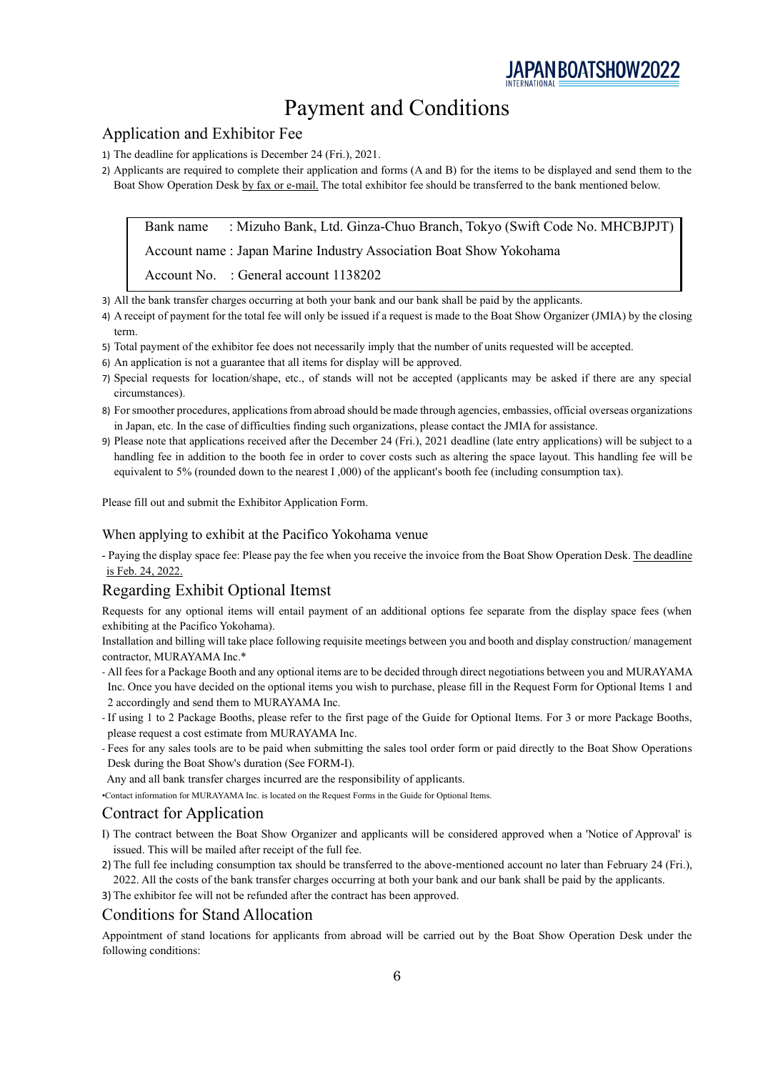// Payment and Conditions

# Payment and Conditions

## Application and Exhibitor Fee

1) The deadline for applications is December 24 (Fri.), 2021.
2) Applicants are required to complete their application and forms (A and B) for the items to be displayed and send them to the Boat Show Operation Desk by fax or e-mail. The total exhibitor fee should be transferred to the bank mentioned below.

> Bank name : Mizuho Bank, Ltd. Ginza-Chuo Branch, Tokyo (Swift Code No. MHCBJPJT)
> Account name : Japan Marine Industry Association Boat Show Yokohama
> Account No. : General account 1138202

3) All the bank transfer charges occurring at both your bank and our bank shall be paid by the applicants.
4) A receipt of payment for the total fee will only be issued if a request is made to the Boat Show Organizer (JMIA) by the closing term.
5) Total payment of the exhibitor fee does not necessarily imply that the number of units requested will be accepted.
6) An application is not a guarantee that all items for display will be approved.
7) Special requests for location/shape, etc., of stands will not be accepted (applicants may be asked if there are any special circumstances).
8) For smoother procedures, applications from abroad should be made through agencies, embassies, official overseas organizations in Japan, etc. In the case of difficulties finding such organizations, please contact the JMIA for assistance.
9) Please note that applications received after the December 24 (Fri.), 2021 deadline (late entry applications) will be subject to a handling fee in addition to the booth fee in order to cover costs such as altering the space layout. This handling fee will be equivalent to 5% (rounded down to the nearest I ,000) of the applicant's booth fee (including consumption tax).

Please fill out and submit the Exhibitor Application Form.

### When applying to exhibit at the Pacifico Yokohama venue

- Paying the display space fee: Please pay the fee when you receive the invoice from the Boat Show Operation Desk. The deadline is Feb. 24, 2022.

## Regarding Exhibit Optional Itemst

Requests for any optional items will entail payment of an additional options fee separate from the display space fees (when exhibiting at the Pacifico Yokohama).

Installation and billing will take place following requisite meetings between you and booth and display construction/ management contractor, MURAYAMA Inc.*

- All fees for a Package Booth and any optional items are to be decided through direct negotiations between you and MURAYAMA Inc. Once you have decided on the optional items you wish to purchase, please fill in the Request Form for Optional Items 1 and 2 accordingly and send them to MURAYAMA Inc.
- If using 1 to 2 Package Booths, please refer to the first page of the Guide for Optional Items. For 3 or more Package Booths, please request a cost estimate from MURAYAMA Inc.
- Fees for any sales tools are to be paid when submitting the sales tool order form or paid directly to the Boat Show Operations Desk during the Boat Show's duration (See FORM-I).

Any and all bank transfer charges incurred are the responsibility of applicants.

•Contact information for MURAYAMA Inc. is located on the Request Forms in the Guide for Optional Items.

## Contract for Application

I) The contract between the Boat Show Organizer and applicants will be considered approved when a 'Notice of Approval' is issued. This will be mailed after receipt of the full fee.
2) The full fee including consumption tax should be transferred to the above-mentioned account no later than February 24 (Fri.), 2022. All the costs of the bank transfer charges occurring at both your bank and our bank shall be paid by the applicants.
3) The exhibitor fee will not be refunded after the contract has been approved.

## Conditions for Stand Allocation

Appointment of stand locations for applicants from abroad will be carried out by the Boat Show Operation Desk under the following conditions: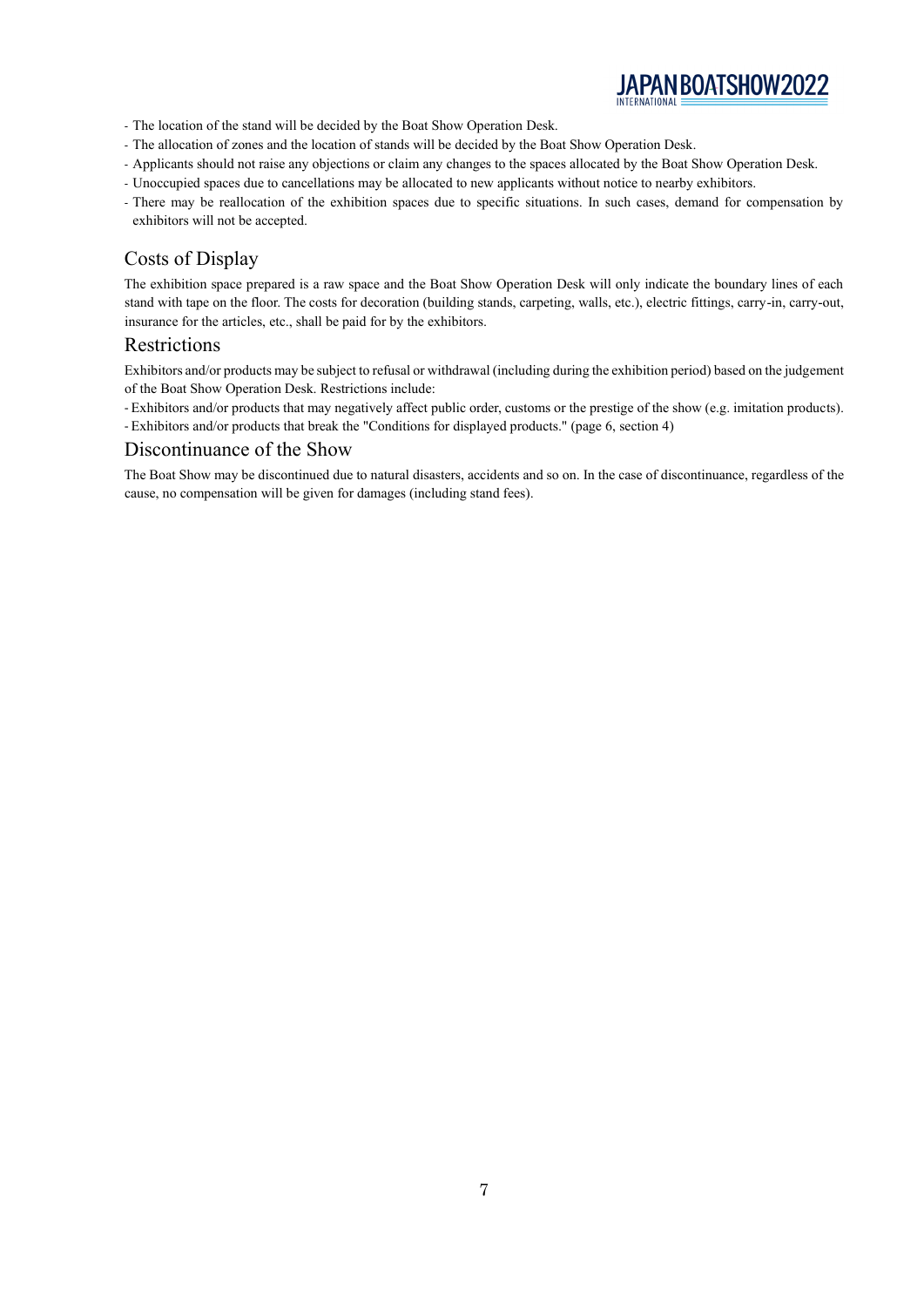- The location of the stand will be decided by the Boat Show Operation Desk.
- The allocation of zones and the location of stands will be decided by the Boat Show Operation Desk.
- Applicants should not raise any objections or claim any changes to the spaces allocated by the Boat Show Operation Desk.
- Unoccupied spaces due to cancellations may be allocated to new applicants without notice to nearby exhibitors.
- There may be reallocation of the exhibition spaces due to specific situations. In such cases, demand for compensation by exhibitors will not be accepted.

## Costs of Display

The exhibition space prepared is a raw space and the Boat Show Operation Desk will only indicate the boundary lines of each stand with tape on the floor. The costs for decoration (building stands, carpeting, walls, etc.), electric fittings, carry-in, carry-out, insurance for the articles, etc., shall be paid for by the exhibitors.

## Restrictions

Exhibitors and/or products may be subject to refusal or withdrawal (including during the exhibition period) based on the judgement of the Boat Show Operation Desk. Restrictions include:

- Exhibitors and/or products that may negatively affect public order, customs or the prestige of the show (e.g. imitation products).
- Exhibitors and/or products that break the "Conditions for displayed products." (page 6, section 4)

## Discontinuance of the Show

The Boat Show may be discontinued due to natural disasters, accidents and so on. In the case of discontinuance, regardless of the cause, no compensation will be given for damages (including stand fees).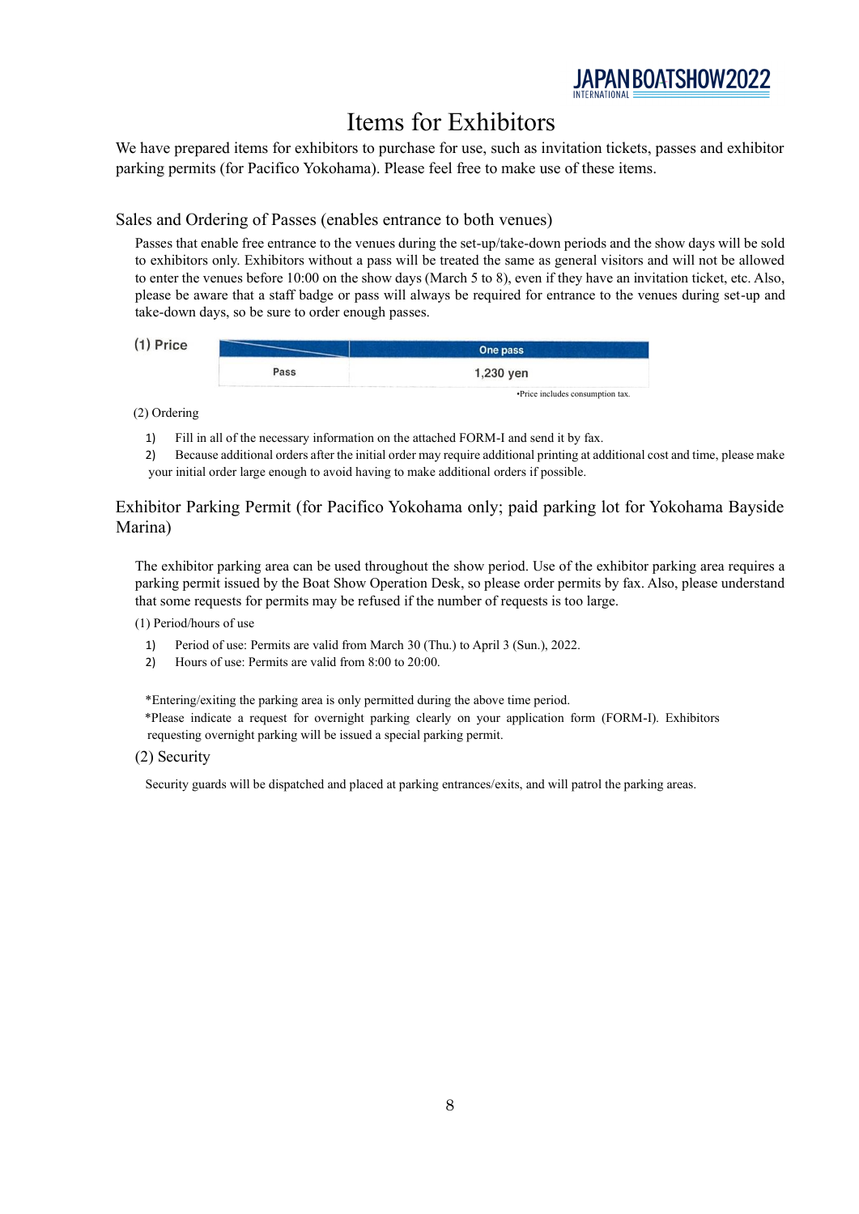# Items for Exhibitors

We have prepared items for exhibitors to purchase for use, such as invitation tickets, passes and exhibitor parking permits (for Pacifico Yokohama). Please feel free to make use of these items.

## Sales and Ordering of Passes (enables entrance to both venues)

Passes that enable free entrance to the venues during the set-up/take-down periods and the show days will be sold to exhibitors only. Exhibitors without a pass will be treated the same as general visitors and will not be allowed to enter the venues before 10:00 on the show days (March 5 to 8), even if they have an invitation ticket, etc. Also, please be aware that a staff badge or pass will always be required for entrance to the venues during set-up and take-down days, so be sure to order enough passes.

(1) Price

| | One pass |
|---|---|
| Pass | 1,230 yen |

•Price includes consumption tax.

(2) Ordering

1) Fill in all of the necessary information on the attached FORM-I and send it by fax.
2) Because additional orders after the initial order may require additional printing at additional cost and time, please make your initial order large enough to avoid having to make additional orders if possible.

## Exhibitor Parking Permit (for Pacifico Yokohama only; paid parking lot for Yokohama Bayside Marina)

The exhibitor parking area can be used throughout the show period. Use of the exhibitor parking area requires a parking permit issued by the Boat Show Operation Desk, so please order permits by fax. Also, please understand that some requests for permits may be refused if the number of requests is too large.

(1) Period/hours of use

1) Period of use: Permits are valid from March 30 (Thu.) to April 3 (Sun.), 2022.
2) Hours of use: Permits are valid from 8:00 to 20:00.

*Entering/exiting the parking area is only permitted during the above time period.
*Please indicate a request for overnight parking clearly on your application form (FORM-I). Exhibitors requesting overnight parking will be issued a special parking permit.

(2) Security

Security guards will be dispatched and placed at parking entrances/exits, and will patrol the parking areas.